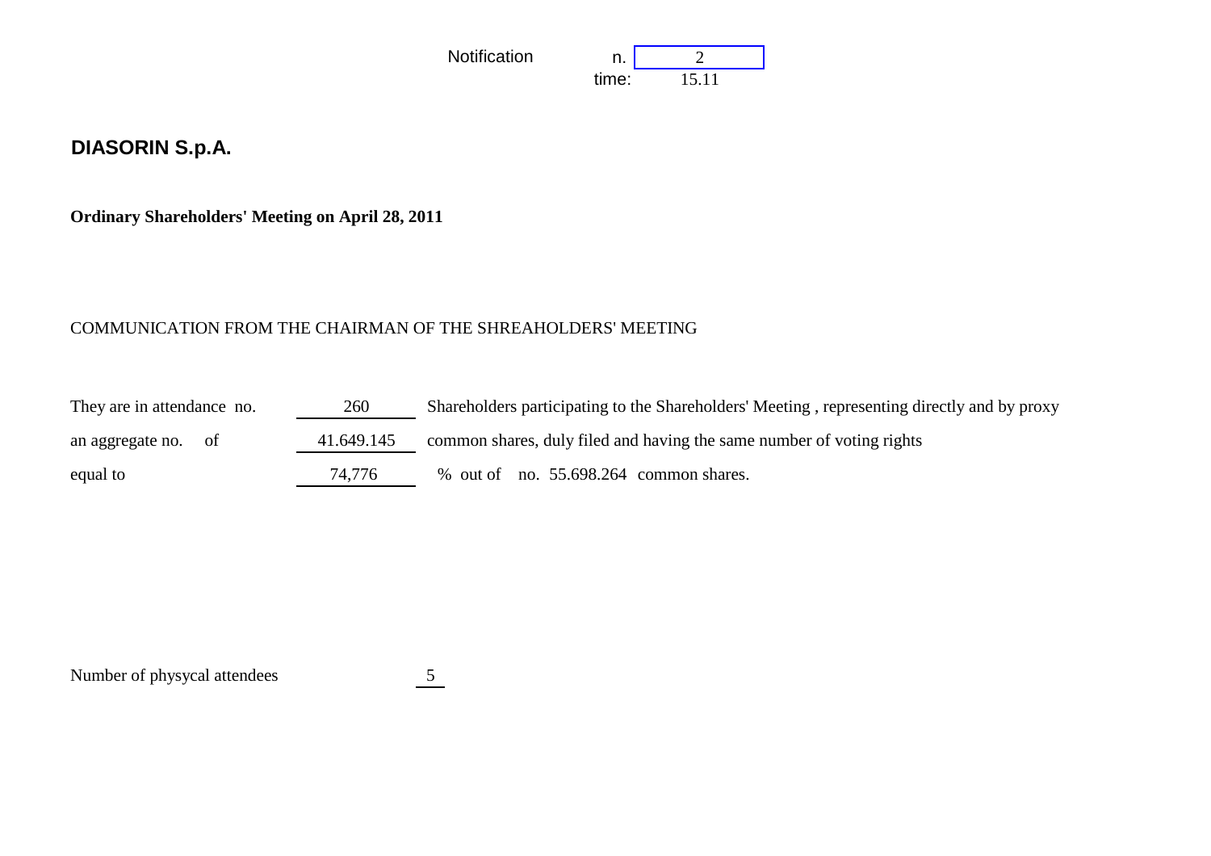Notification n. 2
time: 15.11

# DIASORIN S.p.A.

**Ordinary Shareholders' Meeting on April 28, 2011**

COMMUNICATION FROM THE CHAIRMAN OF THE SHREAHOLDERS' MEETING

They are in attendance no. 260 Shareholders participating to the Shareholders' Meeting , representing directly and by proxy

an aggregate no. of 41.649.145 common shares, duly filed and having the same number of voting rights

equal to 74,776 % out of no. 55.698.264 common shares.

Number of physycal attendees 5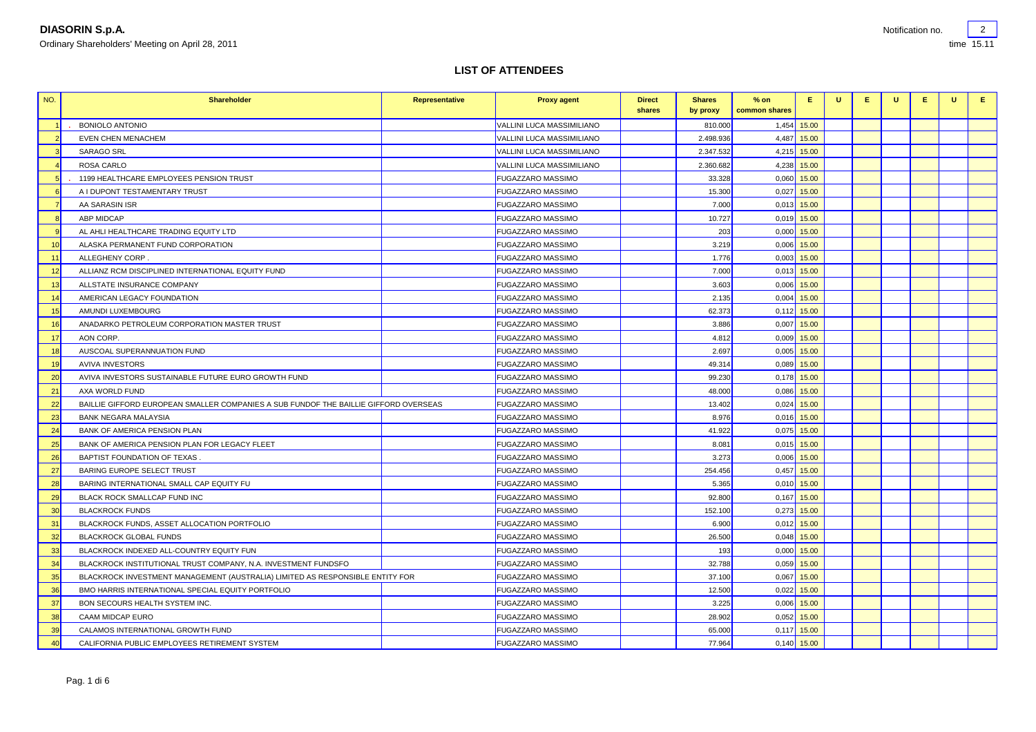**DIASORIN S.p.A.**

Ordinary Shareholders' Meeting on April 28, 2011

Notification no. 2

time 15.11

## LIST OF ATTENDEES

| NO. | Shareholder | Representative | Proxy agent | Direct shares | Shares by proxy | % on common shares | E. | U | E. | U | E. | U | E. |
|---|---|---|---|---|---|---|---|---|---|---|---|---|---|
| 1 | . BONIOLO ANTONIO | | VALLINI LUCA MASSIMILIANO | | 810.000 | 1,454 | 15.00 | | | | | | |
| 2 | EVEN CHEN MENACHEM | | VALLINI LUCA MASSIMILIANO | | 2.498.936 | 4,487 | 15.00 | | | | | | |
| 3 | SARAGO SRL | | VALLINI LUCA MASSIMILIANO | | 2.347.532 | 4,215 | 15.00 | | | | | | |
| 4 | ROSA CARLO | | VALLINI LUCA MASSIMILIANO | | 2.360.682 | 4,238 | 15.00 | | | | | | |
| 5 | . 1199 HEALTHCARE EMPLOYEES PENSION TRUST | | FUGAZZARO MASSIMO | | 33.328 | 0,060 | 15.00 | | | | | | |
| 6 | A I DUPONT TESTAMENTARY TRUST | | FUGAZZARO MASSIMO | | 15.300 | 0,027 | 15.00 | | | | | | |
| 7 | AA SARASIN ISR | | FUGAZZARO MASSIMO | | 7.000 | 0,013 | 15.00 | | | | | | |
| 8 | ABP MIDCAP | | FUGAZZARO MASSIMO | | 10.727 | 0,019 | 15.00 | | | | | | |
| 9 | AL AHLI HEALTHCARE TRADING EQUITY LTD | | FUGAZZARO MASSIMO | | 203 | 0,000 | 15.00 | | | | | | |
| 10 | ALASKA PERMANENT FUND CORPORATION | | FUGAZZARO MASSIMO | | 3.219 | 0,006 | 15.00 | | | | | | |
| 11 | ALLEGHENY CORP . | | FUGAZZARO MASSIMO | | 1.776 | 0,003 | 15.00 | | | | | | |
| 12 | ALLIANZ RCM DISCIPLINED INTERNATIONAL EQUITY FUND | | FUGAZZARO MASSIMO | | 7.000 | 0,013 | 15.00 | | | | | | |
| 13 | ALLSTATE INSURANCE COMPANY | | FUGAZZARO MASSIMO | | 3.603 | 0,006 | 15.00 | | | | | | |
| 14 | AMERICAN LEGACY FOUNDATION | | FUGAZZARO MASSIMO | | 2.135 | 0,004 | 15.00 | | | | | | |
| 15 | AMUNDI LUXEMBOURG | | FUGAZZARO MASSIMO | | 62.373 | 0,112 | 15.00 | | | | | | |
| 16 | ANADARKO PETROLEUM CORPORATION MASTER TRUST | | FUGAZZARO MASSIMO | | 3.886 | 0,007 | 15.00 | | | | | | |
| 17 | AON CORP. | | FUGAZZARO MASSIMO | | 4.812 | 0,009 | 15.00 | | | | | | |
| 18 | AUSCOAL SUPERANNUATION FUND | | FUGAZZARO MASSIMO | | 2.697 | 0,005 | 15.00 | | | | | | |
| 19 | AVIVA INVESTORS | | FUGAZZARO MASSIMO | | 49.314 | 0,089 | 15.00 | | | | | | |
| 20 | AVIVA INVESTORS SUSTAINABLE FUTURE EURO GROWTH FUND | | FUGAZZARO MASSIMO | | 99.230 | 0,178 | 15.00 | | | | | | |
| 21 | AXA WORLD FUND | | FUGAZZARO MASSIMO | | 48.000 | 0,086 | 15.00 | | | | | | |
| 22 | BAILLIE GIFFORD EUROPEAN SMALLER COMPANIES A SUB FUNDOF THE BAILLIE GIFFORD OVERSEAS | | FUGAZZARO MASSIMO | | 13.402 | 0,024 | 15.00 | | | | | | |
| 23 | BANK NEGARA MALAYSIA | | FUGAZZARO MASSIMO | | 8.976 | 0,016 | 15.00 | | | | | | |
| 24 | BANK OF AMERICA PENSION PLAN | | FUGAZZARO MASSIMO | | 41.922 | 0,075 | 15.00 | | | | | | |
| 25 | BANK OF AMERICA PENSION PLAN FOR LEGACY FLEET | | FUGAZZARO MASSIMO | | 8.081 | 0,015 | 15.00 | | | | | | |
| 26 | BAPTIST FOUNDATION OF TEXAS . | | FUGAZZARO MASSIMO | | 3.273 | 0,006 | 15.00 | | | | | | |
| 27 | BARING EUROPE SELECT TRUST | | FUGAZZARO MASSIMO | | 254.456 | 0,457 | 15.00 | | | | | | |
| 28 | BARING INTERNATIONAL SMALL CAP EQUITY FU | | FUGAZZARO MASSIMO | | 5.365 | 0,010 | 15.00 | | | | | | |
| 29 | BLACK ROCK SMALLCAP FUND INC | | FUGAZZARO MASSIMO | | 92.800 | 0,167 | 15.00 | | | | | | |
| 30 | BLACKROCK FUNDS | | FUGAZZARO MASSIMO | | 152.100 | 0,273 | 15.00 | | | | | | |
| 31 | BLACKROCK FUNDS, ASSET ALLOCATION PORTFOLIO | | FUGAZZARO MASSIMO | | 6.900 | 0,012 | 15.00 | | | | | | |
| 32 | BLACKROCK GLOBAL FUNDS | | FUGAZZARO MASSIMO | | 26.500 | 0,048 | 15.00 | | | | | | |
| 33 | BLACKROCK INDEXED ALL-COUNTRY EQUITY FUN | | FUGAZZARO MASSIMO | | 193 | 0,000 | 15.00 | | | | | | |
| 34 | BLACKROCK INSTITUTIONAL TRUST COMPANY, N.A. INVESTMENT FUNDSFO | | FUGAZZARO MASSIMO | | 32.788 | 0,059 | 15.00 | | | | | | |
| 35 | BLACKROCK INVESTMENT MANAGEMENT (AUSTRALIA) LIMITED AS RESPONSIBLE ENTITY FOR | | FUGAZZARO MASSIMO | | 37.100 | 0,067 | 15.00 | | | | | | |
| 36 | BMO HARRIS INTERNATIONAL SPECIAL EQUITY PORTFOLIO | | FUGAZZARO MASSIMO | | 12.500 | 0,022 | 15.00 | | | | | | |
| 37 | BON SECOURS HEALTH SYSTEM INC. | | FUGAZZARO MASSIMO | | 3.225 | 0,006 | 15.00 | | | | | | |
| 38 | CAAM MIDCAP EURO | | FUGAZZARO MASSIMO | | 28.902 | 0,052 | 15.00 | | | | | | |
| 39 | CALAMOS INTERNATIONAL GROWTH FUND | | FUGAZZARO MASSIMO | | 65.000 | 0,117 | 15.00 | | | | | | |
| 40 | CALIFORNIA PUBLIC EMPLOYEES RETIREMENT SYSTEM | | FUGAZZARO MASSIMO | | 77.964 | 0,140 | 15.00 | | | | | | |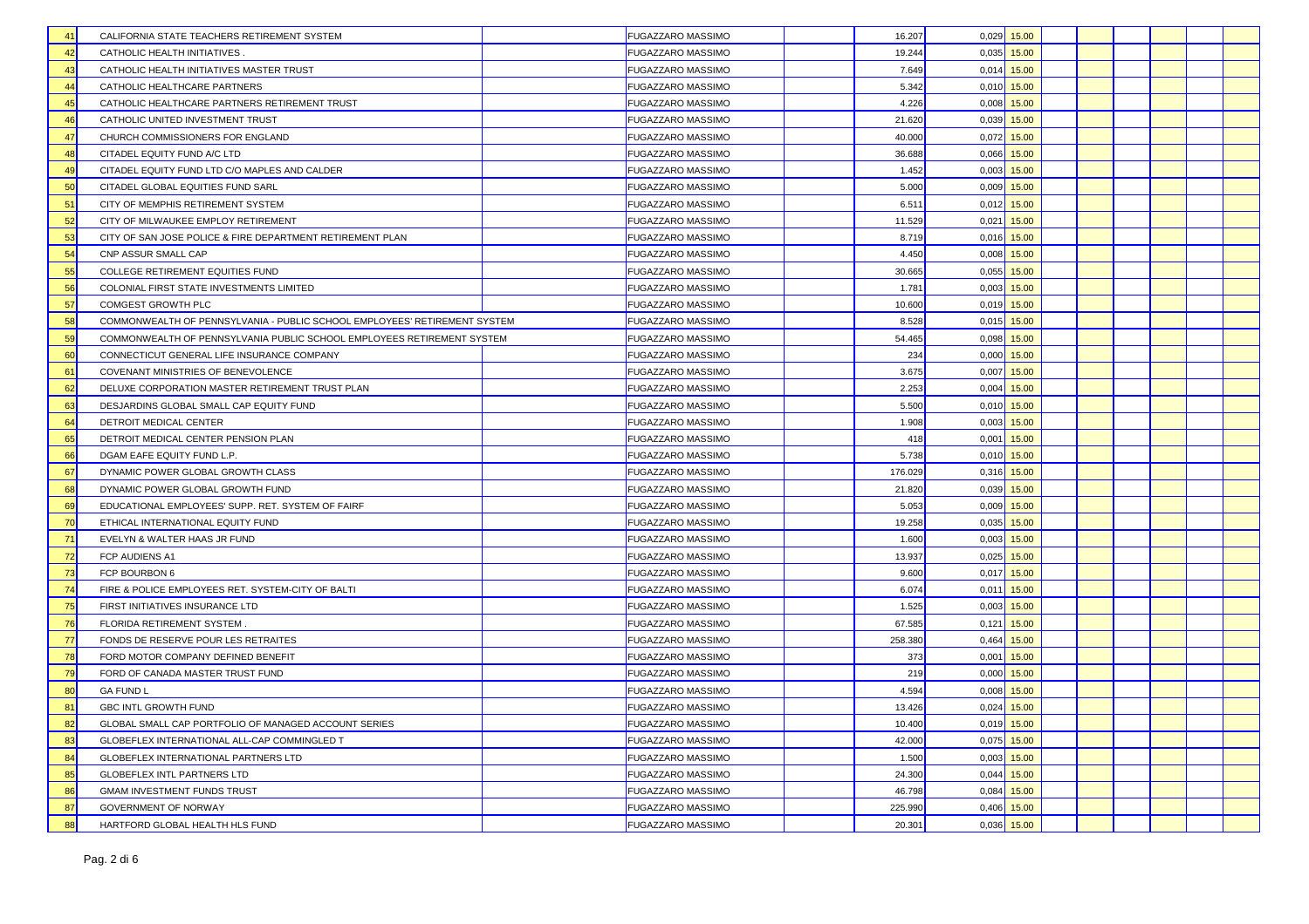| | | | | | | | | | | | | | |
|---|---|---|---|---|---|---|---|---|---|---|---|---|---|
| 41 | CALIFORNIA STATE TEACHERS RETIREMENT SYSTEM | | FUGAZZARO MASSIMO | | 16.207 | 0,029 | 15.00 | | | | | | |
| 42 | CATHOLIC HEALTH INITIATIVES . | | FUGAZZARO MASSIMO | | 19.244 | 0,035 | 15.00 | | | | | | |
| 43 | CATHOLIC HEALTH INITIATIVES MASTER TRUST | | FUGAZZARO MASSIMO | | 7.649 | 0,014 | 15.00 | | | | | | |
| 44 | CATHOLIC HEALTHCARE PARTNERS | | FUGAZZARO MASSIMO | | 5.342 | 0,010 | 15.00 | | | | | | |
| 45 | CATHOLIC HEALTHCARE PARTNERS RETIREMENT TRUST | | FUGAZZARO MASSIMO | | 4.226 | 0,008 | 15.00 | | | | | | |
| 46 | CATHOLIC UNITED INVESTMENT TRUST | | FUGAZZARO MASSIMO | | 21.620 | 0,039 | 15.00 | | | | | | |
| 47 | CHURCH COMMISSIONERS FOR ENGLAND | | FUGAZZARO MASSIMO | | 40.000 | 0,072 | 15.00 | | | | | | |
| 48 | CITADEL EQUITY FUND A/C LTD | | FUGAZZARO MASSIMO | | 36.688 | 0,066 | 15.00 | | | | | | |
| 49 | CITADEL EQUITY FUND LTD C/O MAPLES AND CALDER | | FUGAZZARO MASSIMO | | 1.452 | 0,003 | 15.00 | | | | | | |
| 50 | CITADEL GLOBAL EQUITIES FUND SARL | | FUGAZZARO MASSIMO | | 5.000 | 0,009 | 15.00 | | | | | | |
| 51 | CITY OF MEMPHIS RETIREMENT SYSTEM | | FUGAZZARO MASSIMO | | 6.511 | 0,012 | 15.00 | | | | | | |
| 52 | CITY OF MILWAUKEE EMPLOY RETIREMENT | | FUGAZZARO MASSIMO | | 11.529 | 0,021 | 15.00 | | | | | | |
| 53 | CITY OF SAN JOSE POLICE & FIRE DEPARTMENT RETIREMENT PLAN | | FUGAZZARO MASSIMO | | 8.719 | 0,016 | 15.00 | | | | | | |
| 54 | CNP ASSUR SMALL CAP | | FUGAZZARO MASSIMO | | 4.450 | 0,008 | 15.00 | | | | | | |
| 55 | COLLEGE RETIREMENT EQUITIES FUND | | FUGAZZARO MASSIMO | | 30.665 | 0,055 | 15.00 | | | | | | |
| 56 | COLONIAL FIRST STATE INVESTMENTS LIMITED | | FUGAZZARO MASSIMO | | 1.781 | 0,003 | 15.00 | | | | | | |
| 57 | COMGEST GROWTH PLC | | FUGAZZARO MASSIMO | | 10.600 | 0,019 | 15.00 | | | | | | |
| 58 | COMMONWEALTH OF PENNSYLVANIA - PUBLIC SCHOOL EMPLOYEES' RETIREMENT SYSTEM | | FUGAZZARO MASSIMO | | 8.528 | 0,015 | 15.00 | | | | | | |
| 59 | COMMONWEALTH OF PENNSYLVANIA PUBLIC SCHOOL EMPLOYEES RETIREMENT SYSTEM | | FUGAZZARO MASSIMO | | 54.465 | 0,098 | 15.00 | | | | | | |
| 60 | CONNECTICUT GENERAL LIFE INSURANCE COMPANY | | FUGAZZARO MASSIMO | | 234 | 0,000 | 15.00 | | | | | | |
| 61 | COVENANT MINISTRIES OF BENEVOLENCE | | FUGAZZARO MASSIMO | | 3.675 | 0,007 | 15.00 | | | | | | |
| 62 | DELUXE CORPORATION MASTER RETIREMENT TRUST PLAN | | FUGAZZARO MASSIMO | | 2.253 | 0,004 | 15.00 | | | | | | |
| 63 | DESJARDINS GLOBAL SMALL CAP EQUITY FUND | | FUGAZZARO MASSIMO | | 5.500 | 0,010 | 15.00 | | | | | | |
| 64 | DETROIT MEDICAL CENTER | | FUGAZZARO MASSIMO | | 1.908 | 0,003 | 15.00 | | | | | | |
| 65 | DETROIT MEDICAL CENTER PENSION PLAN | | FUGAZZARO MASSIMO | | 418 | 0,001 | 15.00 | | | | | | |
| 66 | DGAM EAFE EQUITY FUND L.P. | | FUGAZZARO MASSIMO | | 5.738 | 0,010 | 15.00 | | | | | | |
| 67 | DYNAMIC POWER GLOBAL GROWTH CLASS | | FUGAZZARO MASSIMO | | 176.029 | 0,316 | 15.00 | | | | | | |
| 68 | DYNAMIC POWER GLOBAL GROWTH FUND | | FUGAZZARO MASSIMO | | 21.820 | 0,039 | 15.00 | | | | | | |
| 69 | EDUCATIONAL EMPLOYEES' SUPP. RET. SYSTEM OF FAIRF | | FUGAZZARO MASSIMO | | 5.053 | 0,009 | 15.00 | | | | | | |
| 70 | ETHICAL INTERNATIONAL EQUITY FUND | | FUGAZZARO MASSIMO | | 19.258 | 0,035 | 15.00 | | | | | | |
| 71 | EVELYN & WALTER HAAS JR FUND | | FUGAZZARO MASSIMO | | 1.600 | 0,003 | 15.00 | | | | | | |
| 72 | FCP AUDIENS A1 | | FUGAZZARO MASSIMO | | 13.937 | 0,025 | 15.00 | | | | | | |
| 73 | FCP BOURBON 6 | | FUGAZZARO MASSIMO | | 9.600 | 0,017 | 15.00 | | | | | | |
| 74 | FIRE & POLICE EMPLOYEES RET. SYSTEM-CITY OF BALTI | | FUGAZZARO MASSIMO | | 6.074 | 0,011 | 15.00 | | | | | | |
| 75 | FIRST INITIATIVES INSURANCE LTD | | FUGAZZARO MASSIMO | | 1.525 | 0,003 | 15.00 | | | | | | |
| 76 | FLORIDA RETIREMENT SYSTEM . | | FUGAZZARO MASSIMO | | 67.585 | 0,121 | 15.00 | | | | | | |
| 77 | FONDS DE RESERVE POUR LES RETRAITES | | FUGAZZARO MASSIMO | | 258.380 | 0,464 | 15.00 | | | | | | |
| 78 | FORD MOTOR COMPANY DEFINED BENEFIT | | FUGAZZARO MASSIMO | | 373 | 0,001 | 15.00 | | | | | | |
| 79 | FORD OF CANADA MASTER TRUST FUND | | FUGAZZARO MASSIMO | | 219 | 0,000 | 15.00 | | | | | | |
| 80 | GA FUND L | | FUGAZZARO MASSIMO | | 4.594 | 0,008 | 15.00 | | | | | | |
| 81 | GBC INTL GROWTH FUND | | FUGAZZARO MASSIMO | | 13.426 | 0,024 | 15.00 | | | | | | |
| 82 | GLOBAL SMALL CAP PORTFOLIO OF MANAGED ACCOUNT SERIES | | FUGAZZARO MASSIMO | | 10.400 | 0,019 | 15.00 | | | | | | |
| 83 | GLOBEFLEX INTERNATIONAL ALL-CAP COMMINGLED T | | FUGAZZARO MASSIMO | | 42.000 | 0,075 | 15.00 | | | | | | |
| 84 | GLOBEFLEX INTERNATIONAL PARTNERS LTD | | FUGAZZARO MASSIMO | | 1.500 | 0,003 | 15.00 | | | | | | |
| 85 | GLOBEFLEX INTL PARTNERS LTD | | FUGAZZARO MASSIMO | | 24.300 | 0,044 | 15.00 | | | | | | |
| 86 | GMAM INVESTMENT FUNDS TRUST | | FUGAZZARO MASSIMO | | 46.798 | 0,084 | 15.00 | | | | | | |
| 87 | GOVERNMENT OF NORWAY | | FUGAZZARO MASSIMO | | 225.990 | 0,406 | 15.00 | | | | | | |
| 88 | HARTFORD GLOBAL HEALTH HLS FUND | | FUGAZZARO MASSIMO | | 20.301 | 0,036 | 15.00 | | | | | | |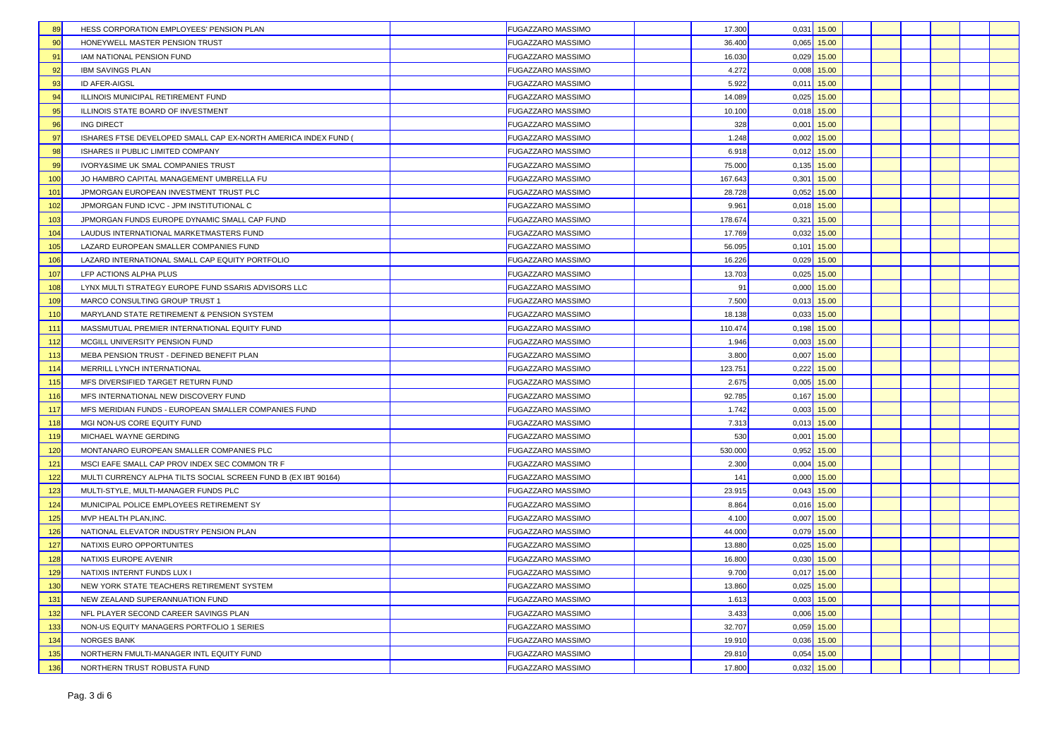| | | | | | | | | | | | | |
|---|---|---|---|---|---|---|---|---|---|---|---|---|
| 89 | HESS CORPORATION EMPLOYEES' PENSION PLAN | | FUGAZZARO MASSIMO | | 17.300 | 0,031 | 15.00 | | | | | |
| 90 | HONEYWELL MASTER PENSION TRUST | | FUGAZZARO MASSIMO | | 36.400 | 0,065 | 15.00 | | | | | |
| 91 | IAM NATIONAL PENSION FUND | | FUGAZZARO MASSIMO | | 16.030 | 0,029 | 15.00 | | | | | |
| 92 | IBM SAVINGS PLAN | | FUGAZZARO MASSIMO | | 4.272 | 0,008 | 15.00 | | | | | |
| 93 | ID AFER-AIGSL | | FUGAZZARO MASSIMO | | 5.922 | 0,011 | 15.00 | | | | | |
| 94 | ILLINOIS MUNICIPAL RETIREMENT FUND | | FUGAZZARO MASSIMO | | 14.089 | 0,025 | 15.00 | | | | | |
| 95 | ILLINOIS STATE BOARD OF INVESTMENT | | FUGAZZARO MASSIMO | | 10.100 | 0,018 | 15.00 | | | | | |
| 96 | ING DIRECT | | FUGAZZARO MASSIMO | | 328 | 0,001 | 15.00 | | | | | |
| 97 | ISHARES FTSE DEVELOPED SMALL CAP EX-NORTH AMERICA INDEX FUND ( | | FUGAZZARO MASSIMO | | 1.248 | 0,002 | 15.00 | | | | | |
| 98 | ISHARES II PUBLIC LIMITED COMPANY | | FUGAZZARO MASSIMO | | 6.918 | 0,012 | 15.00 | | | | | |
| 99 | IVORY&SIME UK SMAL COMPANIES TRUST | | FUGAZZARO MASSIMO | | 75.000 | 0,135 | 15.00 | | | | | |
| 100 | JO HAMBRO CAPITAL MANAGEMENT UMBRELLA FU | | FUGAZZARO MASSIMO | | 167.643 | 0,301 | 15.00 | | | | | |
| 101 | JPMORGAN EUROPEAN INVESTMENT TRUST PLC | | FUGAZZARO MASSIMO | | 28.728 | 0,052 | 15.00 | | | | | |
| 102 | JPMORGAN FUND ICVC - JPM INSTITUTIONAL C | | FUGAZZARO MASSIMO | | 9.961 | 0,018 | 15.00 | | | | | |
| 103 | JPMORGAN FUNDS EUROPE DYNAMIC SMALL CAP FUND | | FUGAZZARO MASSIMO | | 178.674 | 0,321 | 15.00 | | | | | |
| 104 | LAUDUS INTERNATIONAL MARKETMASTERS FUND | | FUGAZZARO MASSIMO | | 17.769 | 0,032 | 15.00 | | | | | |
| 105 | LAZARD EUROPEAN SMALLER COMPANIES FUND | | FUGAZZARO MASSIMO | | 56.095 | 0,101 | 15.00 | | | | | |
| 106 | LAZARD INTERNATIONAL SMALL CAP EQUITY PORTFOLIO | | FUGAZZARO MASSIMO | | 16.226 | 0,029 | 15.00 | | | | | |
| 107 | LFP ACTIONS ALPHA PLUS | | FUGAZZARO MASSIMO | | 13.703 | 0,025 | 15.00 | | | | | |
| 108 | LYNX MULTI STRATEGY EUROPE FUND SSARIS ADVISORS LLC | | FUGAZZARO MASSIMO | | 91 | 0,000 | 15.00 | | | | | |
| 109 | MARCO CONSULTING GROUP TRUST 1 | | FUGAZZARO MASSIMO | | 7.500 | 0,013 | 15.00 | | | | | |
| 110 | MARYLAND STATE RETIREMENT & PENSION SYSTEM | | FUGAZZARO MASSIMO | | 18.138 | 0,033 | 15.00 | | | | | |
| 111 | MASSMUTUAL PREMIER INTERNATIONAL EQUITY FUND | | FUGAZZARO MASSIMO | | 110.474 | 0,198 | 15.00 | | | | | |
| 112 | MCGILL UNIVERSITY PENSION FUND | | FUGAZZARO MASSIMO | | 1.946 | 0,003 | 15.00 | | | | | |
| 113 | MEBA PENSION TRUST - DEFINED BENEFIT PLAN | | FUGAZZARO MASSIMO | | 3.800 | 0,007 | 15.00 | | | | | |
| 114 | MERRILL LYNCH INTERNATIONAL | | FUGAZZARO MASSIMO | | 123.751 | 0,222 | 15.00 | | | | | |
| 115 | MFS DIVERSIFIED TARGET RETURN FUND | | FUGAZZARO MASSIMO | | 2.675 | 0,005 | 15.00 | | | | | |
| 116 | MFS INTERNATIONAL NEW DISCOVERY FUND | | FUGAZZARO MASSIMO | | 92.785 | 0,167 | 15.00 | | | | | |
| 117 | MFS MERIDIAN FUNDS - EUROPEAN SMALLER COMPANIES FUND | | FUGAZZARO MASSIMO | | 1.742 | 0,003 | 15.00 | | | | | |
| 118 | MGI NON-US CORE EQUITY FUND | | FUGAZZARO MASSIMO | | 7.313 | 0,013 | 15.00 | | | | | |
| 119 | MICHAEL WAYNE GERDING | | FUGAZZARO MASSIMO | | 530 | 0,001 | 15.00 | | | | | |
| 120 | MONTANARO EUROPEAN SMALLER COMPANIES PLC | | FUGAZZARO MASSIMO | | 530.000 | 0,952 | 15.00 | | | | | |
| 121 | MSCI EAFE SMALL CAP PROV INDEX SEC COMMON TR F | | FUGAZZARO MASSIMO | | 2.300 | 0,004 | 15.00 | | | | | |
| 122 | MULTI CURRENCY ALPHA TILTS SOCIAL SCREEN FUND B (EX IBT 90164) | | FUGAZZARO MASSIMO | | 141 | 0,000 | 15.00 | | | | | |
| 123 | MULTI-STYLE, MULTI-MANAGER FUNDS PLC | | FUGAZZARO MASSIMO | | 23.915 | 0,043 | 15.00 | | | | | |
| 124 | MUNICIPAL POLICE EMPLOYEES RETIREMENT SY | | FUGAZZARO MASSIMO | | 8.864 | 0,016 | 15.00 | | | | | |
| 125 | MVP HEALTH PLAN,INC. | | FUGAZZARO MASSIMO | | 4.100 | 0,007 | 15.00 | | | | | |
| 126 | NATIONAL ELEVATOR INDUSTRY PENSION PLAN | | FUGAZZARO MASSIMO | | 44.000 | 0,079 | 15.00 | | | | | |
| 127 | NATIXIS EURO OPPORTUNITES | | FUGAZZARO MASSIMO | | 13.880 | 0,025 | 15.00 | | | | | |
| 128 | NATIXIS EUROPE AVENIR | | FUGAZZARO MASSIMO | | 16.800 | 0,030 | 15.00 | | | | | |
| 129 | NATIXIS INTERNT FUNDS LUX I | | FUGAZZARO MASSIMO | | 9.700 | 0,017 | 15.00 | | | | | |
| 130 | NEW YORK STATE TEACHERS RETIREMENT SYSTEM | | FUGAZZARO MASSIMO | | 13.860 | 0,025 | 15.00 | | | | | |
| 131 | NEW ZEALAND SUPERANNUATION FUND | | FUGAZZARO MASSIMO | | 1.613 | 0,003 | 15.00 | | | | | |
| 132 | NFL PLAYER SECOND CAREER SAVINGS PLAN | | FUGAZZARO MASSIMO | | 3.433 | 0,006 | 15.00 | | | | | |
| 133 | NON-US EQUITY MANAGERS PORTFOLIO 1 SERIES | | FUGAZZARO MASSIMO | | 32.707 | 0,059 | 15.00 | | | | | |
| 134 | NORGES BANK | | FUGAZZARO MASSIMO | | 19.910 | 0,036 | 15.00 | | | | | |
| 135 | NORTHERN FMULTI-MANAGER INTL EQUITY FUND | | FUGAZZARO MASSIMO | | 29.810 | 0,054 | 15.00 | | | | | |
| 136 | NORTHERN TRUST ROBUSTA FUND | | FUGAZZARO MASSIMO | | 17.800 | 0,032 | 15.00 | | | | | |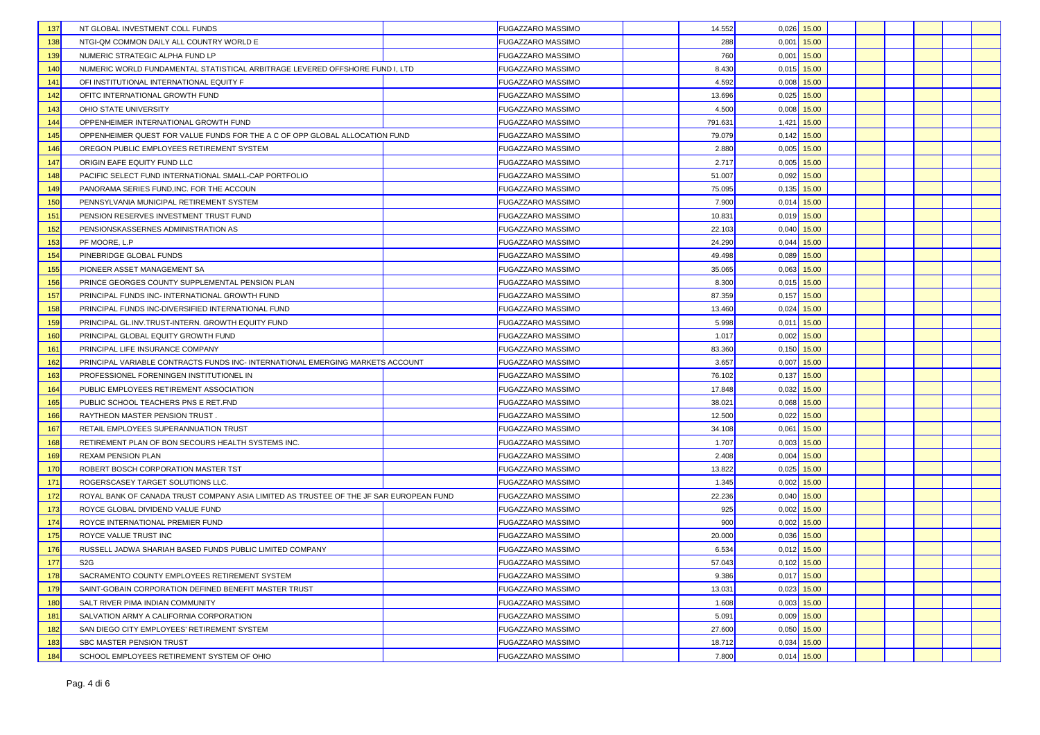| | | | | | | | | | | | | | |
|---|---|---|---|---|---|---|---|---|---|---|---|---|---|
| 137 | NT GLOBAL INVESTMENT COLL FUNDS | | FUGAZZARO MASSIMO | | 14.552 | 0,026 | 15.00 | | | | | | |
| 138 | NTGI-QM COMMON DAILY ALL COUNTRY WORLD E | | FUGAZZARO MASSIMO | | 288 | 0,001 | 15.00 | | | | | | |
| 139 | NUMERIC STRATEGIC ALPHA FUND LP | | FUGAZZARO MASSIMO | | 760 | 0,001 | 15.00 | | | | | | |
| 140 | NUMERIC WORLD FUNDAMENTAL STATISTICAL ARBITRAGE LEVERED OFFSHORE FUND I, LTD | | FUGAZZARO MASSIMO | | 8.430 | 0,015 | 15.00 | | | | | | |
| 141 | OFI INSTITUTIONAL INTERNATIONAL EQUITY F | | FUGAZZARO MASSIMO | | 4.592 | 0,008 | 15.00 | | | | | | |
| 142 | OFITC INTERNATIONAL GROWTH FUND | | FUGAZZARO MASSIMO | | 13.696 | 0,025 | 15.00 | | | | | | |
| 143 | OHIO STATE UNIVERSITY | | FUGAZZARO MASSIMO | | 4.500 | 0,008 | 15.00 | | | | | | |
| 144 | OPPENHEIMER INTERNATIONAL GROWTH FUND | | FUGAZZARO MASSIMO | | 791.631 | 1,421 | 15.00 | | | | | | |
| 145 | OPPENHEIMER QUEST FOR VALUE FUNDS FOR THE A C OF OPP GLOBAL ALLOCATION FUND | | FUGAZZARO MASSIMO | | 79.079 | 0,142 | 15.00 | | | | | | |
| 146 | OREGON PUBLIC EMPLOYEES RETIREMENT SYSTEM | | FUGAZZARO MASSIMO | | 2.880 | 0,005 | 15.00 | | | | | | |
| 147 | ORIGIN EAFE EQUITY FUND LLC | | FUGAZZARO MASSIMO | | 2.717 | 0,005 | 15.00 | | | | | | |
| 148 | PACIFIC SELECT FUND INTERNATIONAL SMALL-CAP PORTFOLIO | | FUGAZZARO MASSIMO | | 51.007 | 0,092 | 15.00 | | | | | | |
| 149 | PANORAMA SERIES FUND,INC. FOR THE ACCOUN | | FUGAZZARO MASSIMO | | 75.095 | 0,135 | 15.00 | | | | | | |
| 150 | PENNSYLVANIA MUNICIPAL RETIREMENT SYSTEM | | FUGAZZARO MASSIMO | | 7.900 | 0,014 | 15.00 | | | | | | |
| 151 | PENSION RESERVES INVESTMENT TRUST FUND | | FUGAZZARO MASSIMO | | 10.831 | 0,019 | 15.00 | | | | | | |
| 152 | PENSIONSKASSERNES ADMINISTRATION AS | | FUGAZZARO MASSIMO | | 22.103 | 0,040 | 15.00 | | | | | | |
| 153 | PF MOORE, L.P | | FUGAZZARO MASSIMO | | 24.290 | 0,044 | 15.00 | | | | | | |
| 154 | PINEBRIDGE GLOBAL FUNDS | | FUGAZZARO MASSIMO | | 49.498 | 0,089 | 15.00 | | | | | | |
| 155 | PIONEER ASSET MANAGEMENT SA | | FUGAZZARO MASSIMO | | 35.065 | 0,063 | 15.00 | | | | | | |
| 156 | PRINCE GEORGES COUNTY SUPPLEMENTAL PENSION PLAN | | FUGAZZARO MASSIMO | | 8.300 | 0,015 | 15.00 | | | | | | |
| 157 | PRINCIPAL FUNDS INC- INTERNATIONAL GROWTH FUND | | FUGAZZARO MASSIMO | | 87.359 | 0,157 | 15.00 | | | | | | |
| 158 | PRINCIPAL FUNDS INC-DIVERSIFIED INTERNATIONAL FUND | | FUGAZZARO MASSIMO | | 13.460 | 0,024 | 15.00 | | | | | | |
| 159 | PRINCIPAL GL.INV.TRUST-INTERN. GROWTH EQUITY FUND | | FUGAZZARO MASSIMO | | 5.998 | 0,011 | 15.00 | | | | | | |
| 160 | PRINCIPAL GLOBAL EQUITY GROWTH FUND | | FUGAZZARO MASSIMO | | 1.017 | 0,002 | 15.00 | | | | | | |
| 161 | PRINCIPAL LIFE INSURANCE COMPANY | | FUGAZZARO MASSIMO | | 83.360 | 0,150 | 15.00 | | | | | | |
| 162 | PRINCIPAL VARIABLE CONTRACTS FUNDS INC- INTERNATIONAL EMERGING MARKETS ACCOUNT | | FUGAZZARO MASSIMO | | 3.657 | 0,007 | 15.00 | | | | | | |
| 163 | PROFESSIONEL FORENINGEN INSTITUTIONEL IN | | FUGAZZARO MASSIMO | | 76.102 | 0,137 | 15.00 | | | | | | |
| 164 | PUBLIC EMPLOYEES RETIREMENT ASSOCIATION | | FUGAZZARO MASSIMO | | 17.848 | 0,032 | 15.00 | | | | | | |
| 165 | PUBLIC SCHOOL TEACHERS PNS E RET.FND | | FUGAZZARO MASSIMO | | 38.021 | 0,068 | 15.00 | | | | | | |
| 166 | RAYTHEON MASTER PENSION TRUST . | | FUGAZZARO MASSIMO | | 12.500 | 0,022 | 15.00 | | | | | | |
| 167 | RETAIL EMPLOYEES SUPERANNUATION TRUST | | FUGAZZARO MASSIMO | | 34.108 | 0,061 | 15.00 | | | | | | |
| 168 | RETIREMENT PLAN OF BON SECOURS HEALTH SYSTEMS INC. | | FUGAZZARO MASSIMO | | 1.707 | 0,003 | 15.00 | | | | | | |
| 169 | REXAM PENSION PLAN | | FUGAZZARO MASSIMO | | 2.408 | 0,004 | 15.00 | | | | | | |
| 170 | ROBERT BOSCH CORPORATION MASTER TST | | FUGAZZARO MASSIMO | | 13.822 | 0,025 | 15.00 | | | | | | |
| 171 | ROGERSCASEY TARGET SOLUTIONS LLC. | | FUGAZZARO MASSIMO | | 1.345 | 0,002 | 15.00 | | | | | | |
| 172 | ROYAL BANK OF CANADA TRUST COMPANY ASIA LIMITED AS TRUSTEE OF THE JF SAR EUROPEAN FUND | | FUGAZZARO MASSIMO | | 22.236 | 0,040 | 15.00 | | | | | | |
| 173 | ROYCE GLOBAL DIVIDEND VALUE FUND | | FUGAZZARO MASSIMO | | 925 | 0,002 | 15.00 | | | | | | |
| 174 | ROYCE INTERNATIONAL PREMIER FUND | | FUGAZZARO MASSIMO | | 900 | 0,002 | 15.00 | | | | | | |
| 175 | ROYCE VALUE TRUST INC | | FUGAZZARO MASSIMO | | 20.000 | 0,036 | 15.00 | | | | | | |
| 176 | RUSSELL JADWA SHARIAH BASED FUNDS PUBLIC LIMITED COMPANY | | FUGAZZARO MASSIMO | | 6.534 | 0,012 | 15.00 | | | | | | |
| 177 | S2G | | FUGAZZARO MASSIMO | | 57.043 | 0,102 | 15.00 | | | | | | |
| 178 | SACRAMENTO COUNTY EMPLOYEES RETIREMENT SYSTEM | | FUGAZZARO MASSIMO | | 9.386 | 0,017 | 15.00 | | | | | | |
| 179 | SAINT-GOBAIN CORPORATION DEFINED BENEFIT MASTER TRUST | | FUGAZZARO MASSIMO | | 13.031 | 0,023 | 15.00 | | | | | | |
| 180 | SALT RIVER PIMA INDIAN COMMUNITY | | FUGAZZARO MASSIMO | | 1.608 | 0,003 | 15.00 | | | | | | |
| 181 | SALVATION ARMY A CALIFORNIA CORPORATION | | FUGAZZARO MASSIMO | | 5.091 | 0,009 | 15.00 | | | | | | |
| 182 | SAN DIEGO CITY EMPLOYEES' RETIREMENT SYSTEM | | FUGAZZARO MASSIMO | | 27.600 | 0,050 | 15.00 | | | | | | |
| 183 | SBC MASTER PENSION TRUST | | FUGAZZARO MASSIMO | | 18.712 | 0,034 | 15.00 | | | | | | |
| 184 | SCHOOL EMPLOYEES RETIREMENT SYSTEM OF OHIO | | FUGAZZARO MASSIMO | | 7.800 | 0,014 | 15.00 | | | | | | |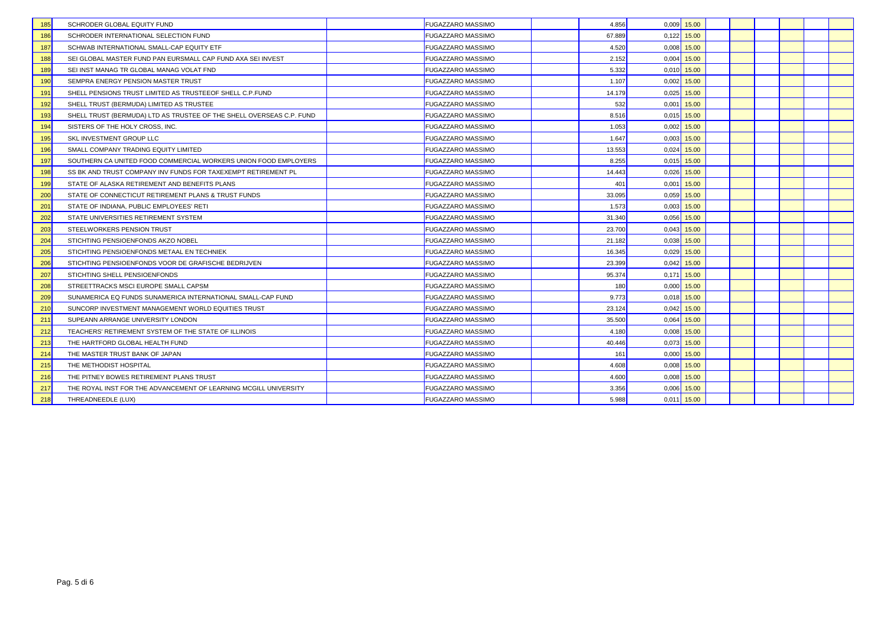| | | | | | | | | | | | | | | |
|---|---|---|---|---|---|---|---|---|---|---|---|---|---|---|
| 185 | SCHRODER GLOBAL EQUITY FUND | | FUGAZZARO MASSIMO | | 4.856 | 0,009 | 15.00 | | | | | | | |
| 186 | SCHRODER INTERNATIONAL SELECTION FUND | | FUGAZZARO MASSIMO | | 67.889 | 0,122 | 15.00 | | | | | | | |
| 187 | SCHWAB INTERNATIONAL SMALL-CAP EQUITY ETF | | FUGAZZARO MASSIMO | | 4.520 | 0,008 | 15.00 | | | | | | | |
| 188 | SEI GLOBAL MASTER FUND PAN EURSMALL CAP FUND AXA SEI INVEST | | FUGAZZARO MASSIMO | | 2.152 | 0,004 | 15.00 | | | | | | | |
| 189 | SEI INST MANAG TR GLOBAL MANAG VOLAT FND | | FUGAZZARO MASSIMO | | 5.332 | 0,010 | 15.00 | | | | | | | |
| 190 | SEMPRA ENERGY PENSION MASTER TRUST | | FUGAZZARO MASSIMO | | 1.107 | 0,002 | 15.00 | | | | | | | |
| 191 | SHELL PENSIONS TRUST LIMITED AS TRUSTEEOF SHELL C.P.FUND | | FUGAZZARO MASSIMO | | 14.179 | 0,025 | 15.00 | | | | | | | |
| 192 | SHELL TRUST (BERMUDA) LIMITED AS TRUSTEE | | FUGAZZARO MASSIMO | | 532 | 0,001 | 15.00 | | | | | | | |
| 193 | SHELL TRUST (BERMUDA) LTD AS TRUSTEE OF THE SHELL OVERSEAS C.P. FUND | | FUGAZZARO MASSIMO | | 8.516 | 0,015 | 15.00 | | | | | | | |
| 194 | SISTERS OF THE HOLY CROSS, INC. | | FUGAZZARO MASSIMO | | 1.053 | 0,002 | 15.00 | | | | | | | |
| 195 | SKL INVESTMENT GROUP LLC | | FUGAZZARO MASSIMO | | 1.647 | 0,003 | 15.00 | | | | | | | |
| 196 | SMALL COMPANY TRADING EQUITY LIMITED | | FUGAZZARO MASSIMO | | 13.553 | 0,024 | 15.00 | | | | | | | |
| 197 | SOUTHERN CA UNITED FOOD COMMERCIAL WORKERS UNION FOOD EMPLOYERS | | FUGAZZARO MASSIMO | | 8.255 | 0,015 | 15.00 | | | | | | | |
| 198 | SS BK AND TRUST COMPANY INV FUNDS FOR TAXEXEMPT RETIREMENT PL | | FUGAZZARO MASSIMO | | 14.443 | 0,026 | 15.00 | | | | | | | |
| 199 | STATE OF ALASKA RETIREMENT AND BENEFITS PLANS | | FUGAZZARO MASSIMO | | 401 | 0,001 | 15.00 | | | | | | | |
| 200 | STATE OF CONNECTICUT RETIREMENT PLANS & TRUST FUNDS | | FUGAZZARO MASSIMO | | 33.095 | 0,059 | 15.00 | | | | | | | |
| 201 | STATE OF INDIANA, PUBLIC EMPLOYEES' RETI | | FUGAZZARO MASSIMO | | 1.573 | 0,003 | 15.00 | | | | | | | |
| 202 | STATE UNIVERSITIES RETIREMENT SYSTEM | | FUGAZZARO MASSIMO | | 31.340 | 0,056 | 15.00 | | | | | | | |
| 203 | STEELWORKERS PENSION TRUST | | FUGAZZARO MASSIMO | | 23.700 | 0,043 | 15.00 | | | | | | | |
| 204 | STICHTING PENSIOENFONDS AKZO NOBEL | | FUGAZZARO MASSIMO | | 21.182 | 0,038 | 15.00 | | | | | | | |
| 205 | STICHTING PENSIOENFONDS METAAL EN TECHNIEK | | FUGAZZARO MASSIMO | | 16.345 | 0,029 | 15.00 | | | | | | | |
| 206 | STICHTING PENSIOENFONDS VOOR DE GRAFISCHE BEDRIJVEN | | FUGAZZARO MASSIMO | | 23.399 | 0,042 | 15.00 | | | | | | | |
| 207 | STICHTING SHELL PENSIOENFONDS | | FUGAZZARO MASSIMO | | 95.374 | 0,171 | 15.00 | | | | | | | |
| 208 | STREETTRACKS MSCI EUROPE SMALL CAPSM | | FUGAZZARO MASSIMO | | 180 | 0,000 | 15.00 | | | | | | | |
| 209 | SUNAMERICA EQ FUNDS SUNAMERICA INTERNATIONAL SMALL-CAP FUND | | FUGAZZARO MASSIMO | | 9.773 | 0,018 | 15.00 | | | | | | | |
| 210 | SUNCORP INVESTMENT MANAGEMENT WORLD EQUITIES TRUST | | FUGAZZARO MASSIMO | | 23.124 | 0,042 | 15.00 | | | | | | | |
| 211 | SUPEANN ARRANGE UNIVERSITY LONDON | | FUGAZZARO MASSIMO | | 35.500 | 0,064 | 15.00 | | | | | | | |
| 212 | TEACHERS' RETIREMENT SYSTEM OF THE STATE OF ILLINOIS | | FUGAZZARO MASSIMO | | 4.180 | 0,008 | 15.00 | | | | | | | |
| 213 | THE HARTFORD GLOBAL HEALTH FUND | | FUGAZZARO MASSIMO | | 40.446 | 0,073 | 15.00 | | | | | | | |
| 214 | THE MASTER TRUST BANK OF JAPAN | | FUGAZZARO MASSIMO | | 161 | 0,000 | 15.00 | | | | | | | |
| 215 | THE METHODIST HOSPITAL | | FUGAZZARO MASSIMO | | 4.608 | 0,008 | 15.00 | | | | | | | |
| 216 | THE PITNEY BOWES RETIREMENT PLANS TRUST | | FUGAZZARO MASSIMO | | 4.600 | 0,008 | 15.00 | | | | | | | |
| 217 | THE ROYAL INST FOR THE ADVANCEMENT OF LEARNING MCGILL UNIVERSITY | | FUGAZZARO MASSIMO | | 3.356 | 0,006 | 15.00 | | | | | | | |
| 218 | THREADNEEDLE (LUX) | | FUGAZZARO MASSIMO | | 5.988 | 0,011 | 15.00 | | | | | | | |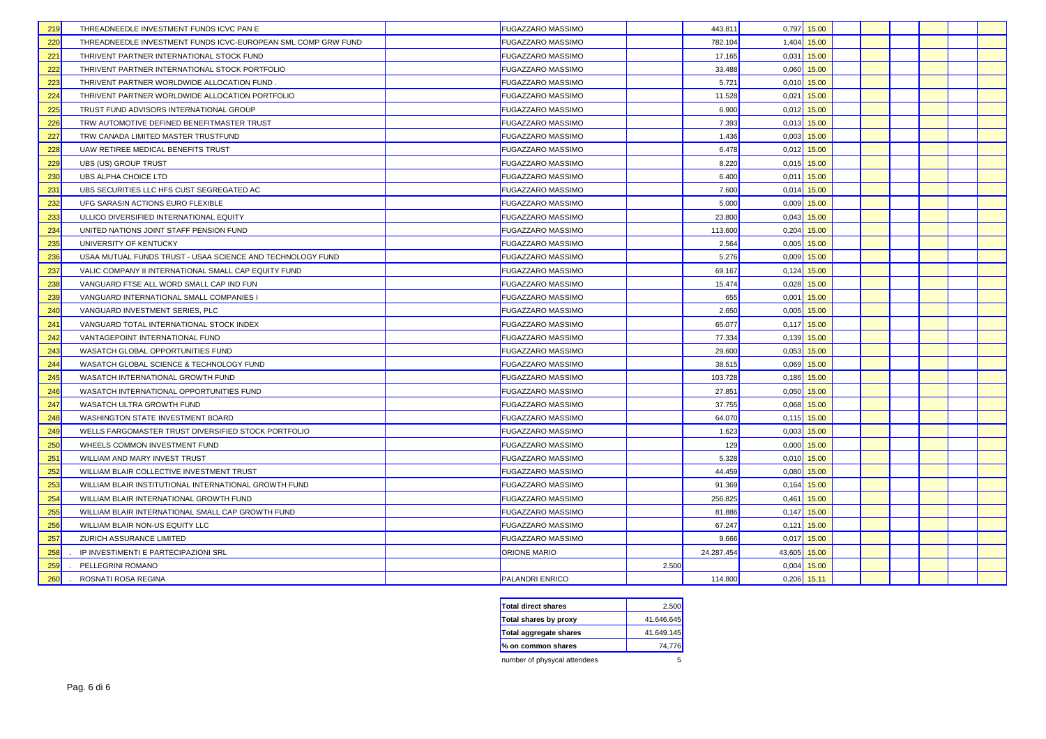| | | | | | | | | | | | | | |
|---|---|---|---|---|---|---|---|---|---|---|---|---|---|
| 219 | THREADNEEDLE INVESTMENT FUNDS ICVC PAN E | | FUGAZZARO MASSIMO | | 443.811 | 0,797 | 15.00 | | | | | | |
| 220 | THREADNEEDLE INVESTMENT FUNDS ICVC-EUROPEAN SML COMP GRW FUND | | FUGAZZARO MASSIMO | | 782.104 | 1,404 | 15.00 | | | | | | |
| 221 | THRIVENT PARTNER INTERNATIONAL STOCK FUND | | FUGAZZARO MASSIMO | | 17.165 | 0,031 | 15.00 | | | | | | |
| 222 | THRIVENT PARTNER INTERNATIONAL STOCK PORTFOLIO | | FUGAZZARO MASSIMO | | 33.488 | 0,060 | 15.00 | | | | | | |
| 223 | THRIVENT PARTNER WORLDWIDE ALLOCATION FUND . | | FUGAZZARO MASSIMO | | 5.721 | 0,010 | 15.00 | | | | | | |
| 224 | THRIVENT PARTNER WORLDWIDE ALLOCATION PORTFOLIO | | FUGAZZARO MASSIMO | | 11.528 | 0,021 | 15.00 | | | | | | |
| 225 | TRUST FUND ADVISORS INTERNATIONAL GROUP | | FUGAZZARO MASSIMO | | 6.900 | 0,012 | 15.00 | | | | | | |
| 226 | TRW AUTOMOTIVE DEFINED BENEFITMASTER TRUST | | FUGAZZARO MASSIMO | | 7.393 | 0,013 | 15.00 | | | | | | |
| 227 | TRW CANADA LIMITED MASTER TRUSTFUND | | FUGAZZARO MASSIMO | | 1.436 | 0,003 | 15.00 | | | | | | |
| 228 | UAW RETIREE MEDICAL BENEFITS TRUST | | FUGAZZARO MASSIMO | | 6.478 | 0,012 | 15.00 | | | | | | |
| 229 | UBS (US) GROUP TRUST | | FUGAZZARO MASSIMO | | 8.220 | 0,015 | 15.00 | | | | | | |
| 230 | UBS ALPHA CHOICE LTD | | FUGAZZARO MASSIMO | | 6.400 | 0,011 | 15.00 | | | | | | |
| 231 | UBS SECURITIES LLC HFS CUST SEGREGATED AC | | FUGAZZARO MASSIMO | | 7.600 | 0,014 | 15.00 | | | | | | |
| 232 | UFG SARASIN ACTIONS EURO FLEXIBLE | | FUGAZZARO MASSIMO | | 5.000 | 0,009 | 15.00 | | | | | | |
| 233 | ULLICO DIVERSIFIED INTERNATIONAL EQUITY | | FUGAZZARO MASSIMO | | 23.800 | 0,043 | 15.00 | | | | | | |
| 234 | UNITED NATIONS JOINT STAFF PENSION FUND | | FUGAZZARO MASSIMO | | 113.600 | 0,204 | 15.00 | | | | | | |
| 235 | UNIVERSITY OF KENTUCKY | | FUGAZZARO MASSIMO | | 2.564 | 0,005 | 15.00 | | | | | | |
| 236 | USAA MUTUAL FUNDS TRUST - USAA SCIENCE AND TECHNOLOGY FUND | | FUGAZZARO MASSIMO | | 5.276 | 0,009 | 15.00 | | | | | | |
| 237 | VALIC COMPANY II INTERNATIONAL SMALL CAP EQUITY FUND | | FUGAZZARO MASSIMO | | 69.167 | 0,124 | 15.00 | | | | | | |
| 238 | VANGUARD FTSE ALL WORD SMALL CAP IND FUN | | FUGAZZARO MASSIMO | | 15.474 | 0,028 | 15.00 | | | | | | |
| 239 | VANGUARD INTERNATIONAL SMALL COMPANIES I | | FUGAZZARO MASSIMO | | 655 | 0,001 | 15.00 | | | | | | |
| 240 | VANGUARD INVESTMENT SERIES, PLC | | FUGAZZARO MASSIMO | | 2.650 | 0,005 | 15.00 | | | | | | |
| 241 | VANGUARD TOTAL INTERNATIONAL STOCK INDEX | | FUGAZZARO MASSIMO | | 65.077 | 0,117 | 15.00 | | | | | | |
| 242 | VANTAGEPOINT INTERNATIONAL FUND | | FUGAZZARO MASSIMO | | 77.334 | 0,139 | 15.00 | | | | | | |
| 243 | WASATCH GLOBAL OPPORTUNITIES FUND | | FUGAZZARO MASSIMO | | 29.600 | 0,053 | 15.00 | | | | | | |
| 244 | WASATCH GLOBAL SCIENCE & TECHNOLOGY FUND | | FUGAZZARO MASSIMO | | 38.515 | 0,069 | 15.00 | | | | | | |
| 245 | WASATCH INTERNATIONAL GROWTH FUND | | FUGAZZARO MASSIMO | | 103.728 | 0,186 | 15.00 | | | | | | |
| 246 | WASATCH INTERNATIONAL OPPORTUNITIES FUND | | FUGAZZARO MASSIMO | | 27.851 | 0,050 | 15.00 | | | | | | |
| 247 | WASATCH ULTRA GROWTH FUND | | FUGAZZARO MASSIMO | | 37.755 | 0,068 | 15.00 | | | | | | |
| 248 | WASHINGTON STATE INVESTMENT BOARD | | FUGAZZARO MASSIMO | | 64.070 | 0,115 | 15.00 | | | | | | |
| 249 | WELLS FARGOMASTER TRUST DIVERSIFIED STOCK PORTFOLIO | | FUGAZZARO MASSIMO | | 1.623 | 0,003 | 15.00 | | | | | | |
| 250 | WHEELS COMMON INVESTMENT FUND | | FUGAZZARO MASSIMO | | 129 | 0,000 | 15.00 | | | | | | |
| 251 | WILLIAM AND MARY INVEST TRUST | | FUGAZZARO MASSIMO | | 5.328 | 0,010 | 15.00 | | | | | | |
| 252 | WILLIAM BLAIR COLLECTIVE INVESTMENT TRUST | | FUGAZZARO MASSIMO | | 44.459 | 0,080 | 15.00 | | | | | | |
| 253 | WILLIAM BLAIR INSTITUTIONAL INTERNATIONAL GROWTH FUND | | FUGAZZARO MASSIMO | | 91.369 | 0,164 | 15.00 | | | | | | |
| 254 | WILLIAM BLAIR INTERNATIONAL GROWTH FUND | | FUGAZZARO MASSIMO | | 256.825 | 0,461 | 15.00 | | | | | | |
| 255 | WILLIAM BLAIR INTERNATIONAL SMALL CAP GROWTH FUND | | FUGAZZARO MASSIMO | | 81.886 | 0,147 | 15.00 | | | | | | |
| 256 | WILLIAM BLAIR NON-US EQUITY LLC | | FUGAZZARO MASSIMO | | 67.247 | 0,121 | 15.00 | | | | | | |
| 257 | ZURICH ASSURANCE LIMITED | | FUGAZZARO MASSIMO | | 9.666 | 0,017 | 15.00 | | | | | | |
| 258 | . IP INVESTIMENTI E PARTECIPAZIONI SRL | | ORIONE MARIO | | 24.287.454 | 43,605 | 15.00 | | | | | | |
| 259 | . PELLEGRINI ROMANO | | | 2.500 | | 0,004 | 15.00 | | | | | | |
| 260 | . ROSNATI ROSA REGINA | | PALANDRI ENRICO | | 114.800 | 0,206 | 15.11 | | | | | | |

| | |
|---|---|
| **Total direct shares** | 2.500 |
| **Total shares by proxy** | 41.646.645 |
| **Total aggregate shares** | 41.649.145 |
| **% on common shares** | 74,776 |

number of physycal attendees 5